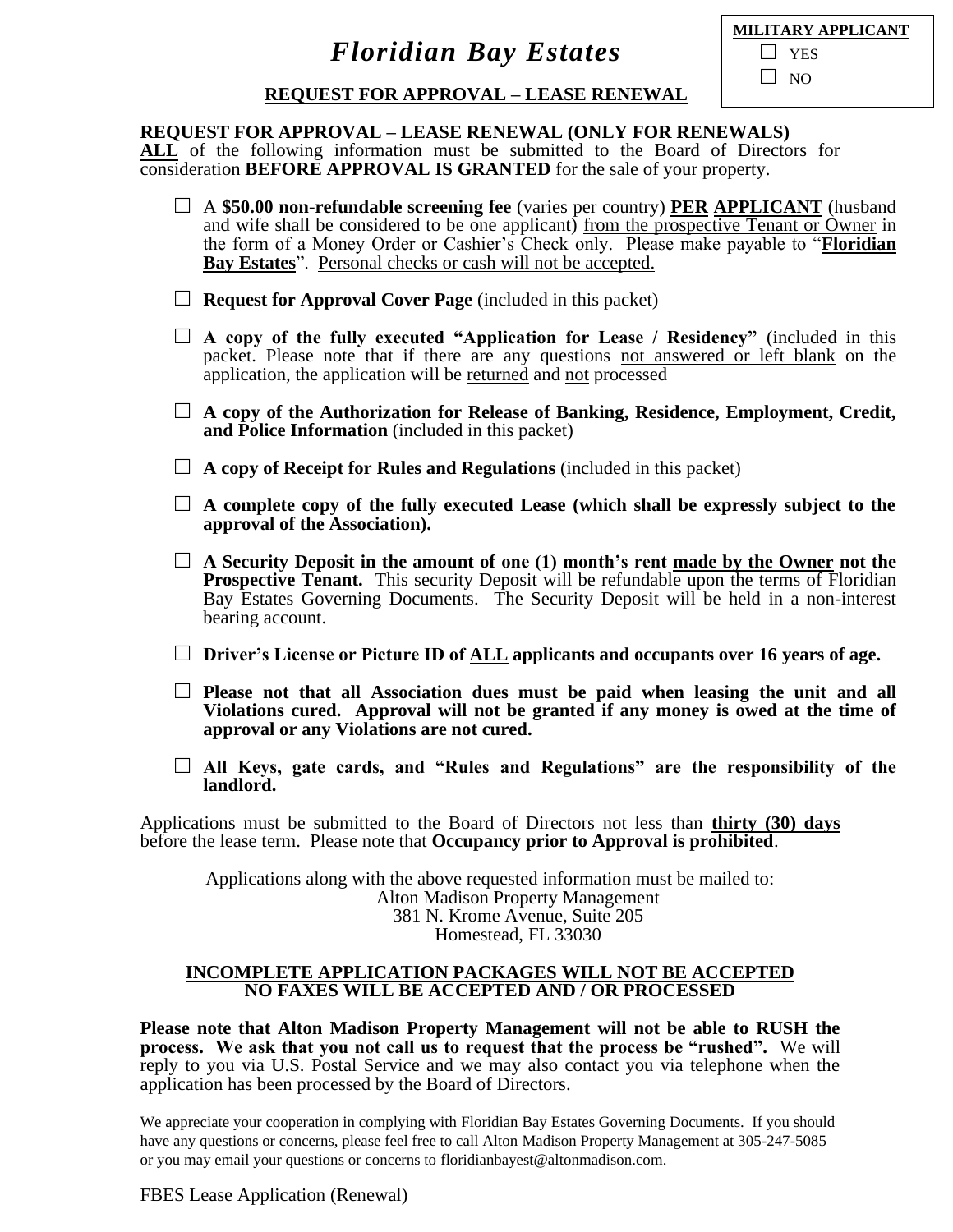# *Floridian Bay Estates*

**MILITARY APPLICANT**

☐ YES

☐ NO

## REQUEST FOR APPROVAL – LEASE RENEWAL

**REQUEST FOR APPROVAL – LEASE RENEWAL (ONLY FOR RENEWALS)**

**ALL** of the following information must be submitted to the Board of Directors for consideration **BEFORE APPROVAL IS GRANTED** for the sale of your property.

- ☐ A **$50.00 non-refundable screening fee** (varies per country) **PER APPLICANT** (husband and wife shall be considered to be one applicant) from the prospective Tenant or Owner in the form of a Money Order or Cashier's Check only. Please make payable to "**Floridian Bay Estates**". Personal checks or cash will not be accepted.

- ☐ **Request for Approval Cover Page** (included in this packet)

- ☐ **A copy of the fully executed "Application for Lease / Residency"** (included in this packet. Please note that if there are any questions not answered or left blank on the application, the application will be returned and not processed

- ☐ **A copy of the Authorization for Release of Banking, Residence, Employment, Credit, and Police Information** (included in this packet)

- ☐ **A copy of Receipt for Rules and Regulations** (included in this packet)

- ☐ **A complete copy of the fully executed Lease (which shall be expressly subject to the approval of the Association).**

- ☐ **A Security Deposit in the amount of one (1) month's rent made by the Owner not the Prospective Tenant.** This security Deposit will be refundable upon the terms of Floridian Bay Estates Governing Documents. The Security Deposit will be held in a non-interest bearing account.

- ☐ **Driver's License or Picture ID of ALL applicants and occupants over 16 years of age.**

- ☐ **Please not that all Association dues must be paid when leasing the unit and all Violations cured. Approval will not be granted if any money is owed at the time of approval or any Violations are not cured.**

- ☐ **All Keys, gate cards, and "Rules and Regulations" are the responsibility of the landlord.**

Applications must be submitted to the Board of Directors not less than **thirty (30) days** before the lease term. Please note that **Occupancy prior to Approval is prohibited**.

Applications along with the above requested information must be mailed to:
Alton Madison Property Management
381 N. Krome Avenue, Suite 205
Homestead, FL 33030

**INCOMPLETE APPLICATION PACKAGES WILL NOT BE ACCEPTED**
**NO FAXES WILL BE ACCEPTED AND / OR PROCESSED**

**Please note that Alton Madison Property Management will not be able to RUSH the process. We ask that you not call us to request that the process be "rushed".** We will reply to you via U.S. Postal Service and we may also contact you via telephone when the application has been processed by the Board of Directors.

We appreciate your cooperation in complying with Floridian Bay Estates Governing Documents. If you should have any questions or concerns, please feel free to call Alton Madison Property Management at 305-247-5085 or you may email your questions or concerns to floridianbayest@altonmadison.com.

FBES Lease Application (Renewal)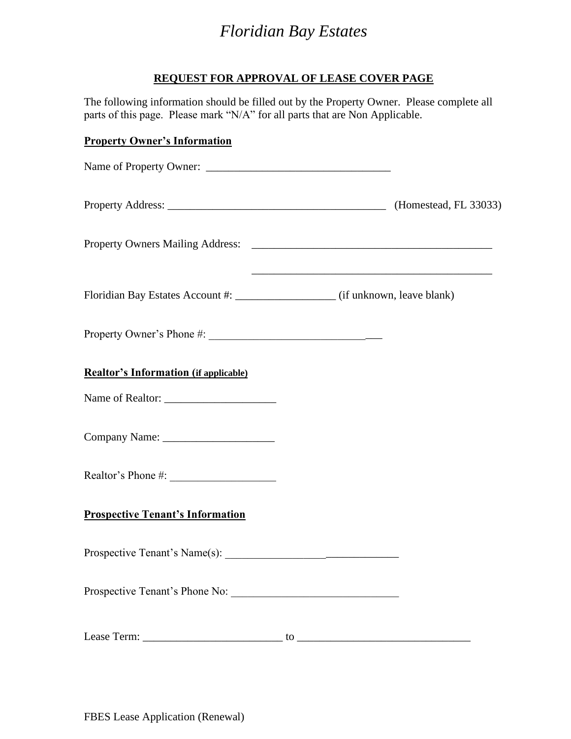# *Floridian Bay Estates*

## REQUEST FOR APPROVAL OF LEASE COVER PAGE

The following information should be filled out by the Property Owner. Please complete all parts of this page. Please mark "N/A" for all parts that are Non Applicable.

**Property Owner's Information**

Name of Property Owner: _________________________________

Property Address: _______________________________________ (Homestead, FL 33033)

Property Owners Mailing Address: ____________________________________________

____________________________________________

Floridian Bay Estates Account #: __________________ (if unknown, leave blank)

Property Owner's Phone #: _______________________________

**Realtor's Information (if applicable)**

Name of Realtor: ____________________

Company Name: ____________________

Realtor's Phone #: ___________________

**Prospective Tenant's Information**

Prospective Tenant's Name(s): _______________________________

Prospective Tenant's Phone No: ______________________________

Lease Term: _________________________ to _______________________________

FBES Lease Application (Renewal)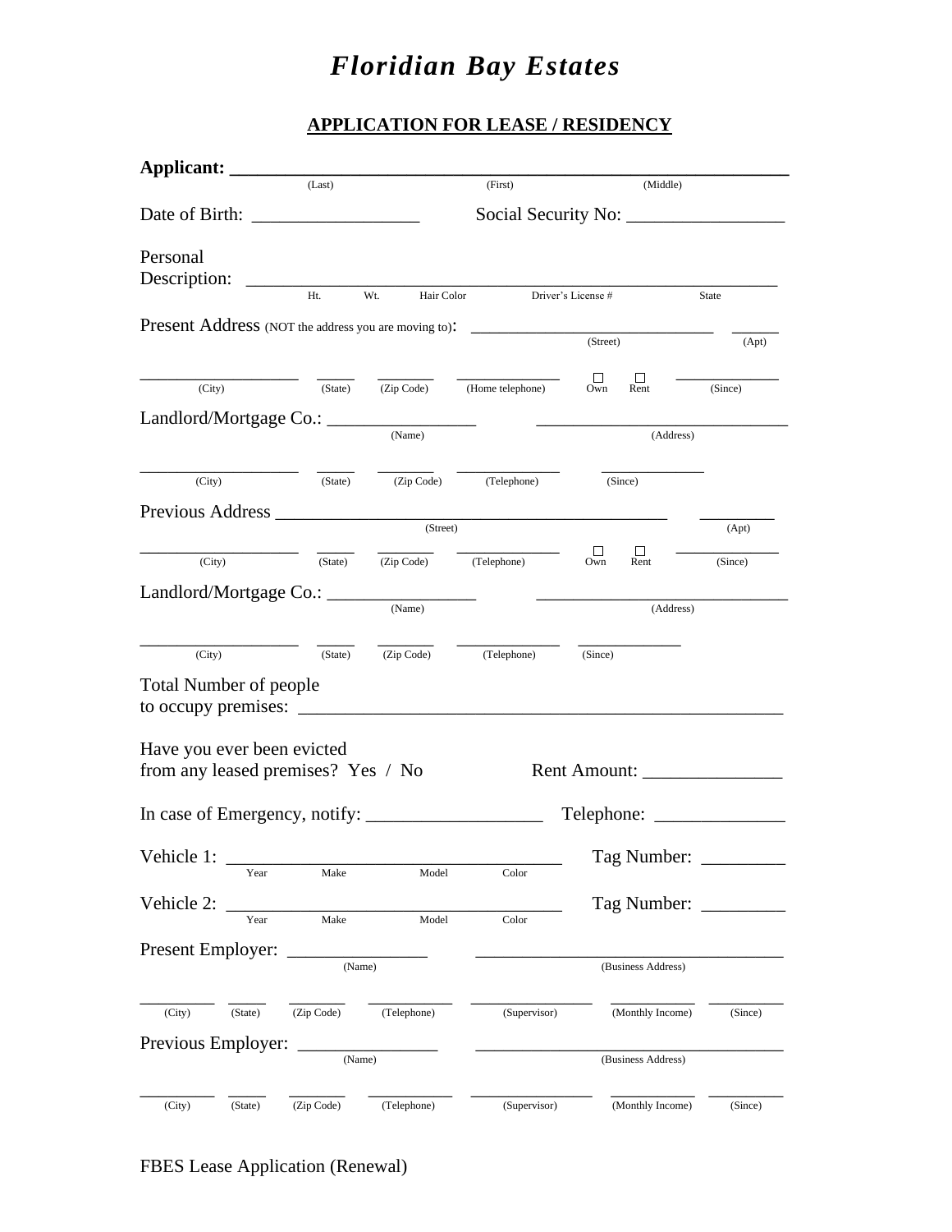# *Floridian Bay Estates*

## APPLICATION FOR LEASE / RESIDENCY

**Applicant:** ______________________________________________

(Last) (First) (Middle)

Date of Birth: __________________ Social Security No: _________________

Personal Description: ______________________________________________

Ht. Wt. Hair Color Driver's License # State

Present Address (NOT the address you are moving to): ___________________________ _____

(Street) (Apt)

__________________ _____ _______ ______________ ☐ Own ☐ Rent ____________

(City) (State) (Zip Code) (Home telephone) (Since)

Landlord/Mortgage Co.: ________________ ____________________________

(Name) (Address)

__________________ _____ _______ ______________ ____________

(City) (State) (Zip Code) (Telephone) (Since)

Previous Address ______________________________________________ ________

(Street) (Apt)

__________________ _____ _______ ______________ ☐ Own ☐ Rent ____________

(City) (State) (Zip Code) (Telephone) (Since)

Landlord/Mortgage Co.: ________________ ____________________________

(Name) (Address)

__________________ _____ _______ ______________ ____________

(City) (State) (Zip Code) (Telephone) (Since)

Total Number of people to occupy premises: ______________________________________________

Have you ever been evicted from any leased premises? Yes / No Rent Amount: _______________

In case of Emergency, notify: ___________________ Telephone: ______________

Vehicle 1: ___________________________________ Tag Number: _________

Year Make Model Color

Vehicle 2: ___________________________________ Tag Number: _________

Year Make Model Color

Present Employer: _______________ _________________________________

(Name) (Business Address)

________ _____ _______ __________ _____________ __________ ________

(City) (State) (Zip Code) (Telephone) (Supervisor) (Monthly Income) (Since)

Previous Employer: _______________ _________________________________

(Name) (Business Address)

________ _____ _______ __________ _____________ __________ ________

(City) (State) (Zip Code) (Telephone) (Supervisor) (Monthly Income) (Since)

FBES Lease Application (Renewal)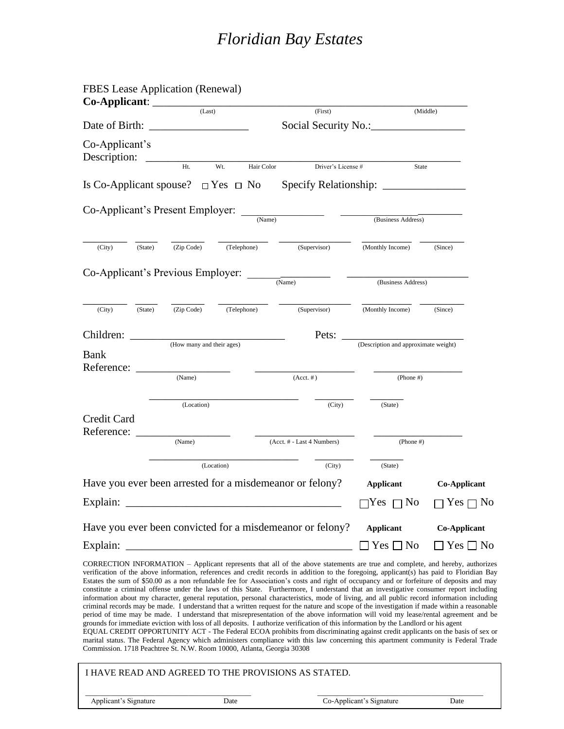# *Floridian Bay Estates*

FBES Lease Application (Renewal)

**Co-Applicant**: ___________________________________________________________
(Last) (First) (Middle)

Date of Birth: __________________ Social Security No.:_________________

Co-Applicant's Description: ___________________________________________________________
Ht. Wt. Hair Color Driver's License # State

Is Co-Applicant spouse? ☐ Yes ☐ No Specify Relationship: _______________

Co-Applicant's Present Employer: ________________ ________________________
(Name) (Business Address)

________ _____ _______ __________ ______________ __________ _________
(City) (State) (Zip Code) (Telephone) (Supervisor) (Monthly Income) (Since)

Co-Applicant's Previous Employer: ________________ ________________________
(Name) (Business Address)

________ _____ _______ __________ ______________ __________ _________
(City) (State) (Zip Code) (Telephone) (Supervisor) (Monthly Income) (Since)

Children: _____________________________ Pets: __________________________
(How many and their ages) (Description and approximate weight)

Bank Reference: __________________ ___________________ _________________
(Name) (Acct. #) (Phone #)

_____________________________ ________ _______
(Location) (City) (State)

Credit Card Reference: __________________ ___________________ _________________
(Name) (Acct. # - Last 4 Numbers) (Phone #)

_____________________________ ________ _______
(Location) (City) (State)

Have you ever been arrested for a misdemeanor or felony? **Applicant** **Co-Applicant**

Explain: ________________________________________ ☐Yes ☐ No ☐ Yes ☐ No

Have you ever been convicted for a misdemeanor or felony? **Applicant** **Co-Applicant**

Explain: ________________________________________ ☐ Yes ☐ No ☐ Yes ☐ No

CORRECTION INFORMATION – Applicant represents that all of the above statements are true and complete, and hereby, authorizes verification of the above information, references and credit records in addition to the foregoing, applicant(s) has paid to Floridian Bay Estates the sum of $50.00 as a non refundable fee for Association's costs and right of occupancy and or forfeiture of deposits and may constitute a criminal offense under the laws of this State. Furthermore, I understand that an investigative consumer report including information about my character, general reputation, personal characteristics, mode of living, and all public record information including criminal records may be made. I understand that a written request for the nature and scope of the investigation if made within a reasonable period of time may be made. I understand that misrepresentation of the above information will void my lease/rental agreement and be grounds for immediate eviction with loss of all deposits. I authorize verification of this information by the Landlord or his agent
EQUAL CREDIT OPPORTUNITY ACT - The Federal ECOA prohibits from discriminating against credit applicants on the basis of sex or marital status. The Federal Agency which administers compliance with this law concerning this apartment community is Federal Trade Commission. 1718 Peachtree St. N.W. Room 10000, Atlanta, Georgia 30308

I HAVE READ AND AGREED TO THE PROVISIONS AS STATED.

________________________________ ________________________________
Applicant's Signature Date Co-Applicant's Signature Date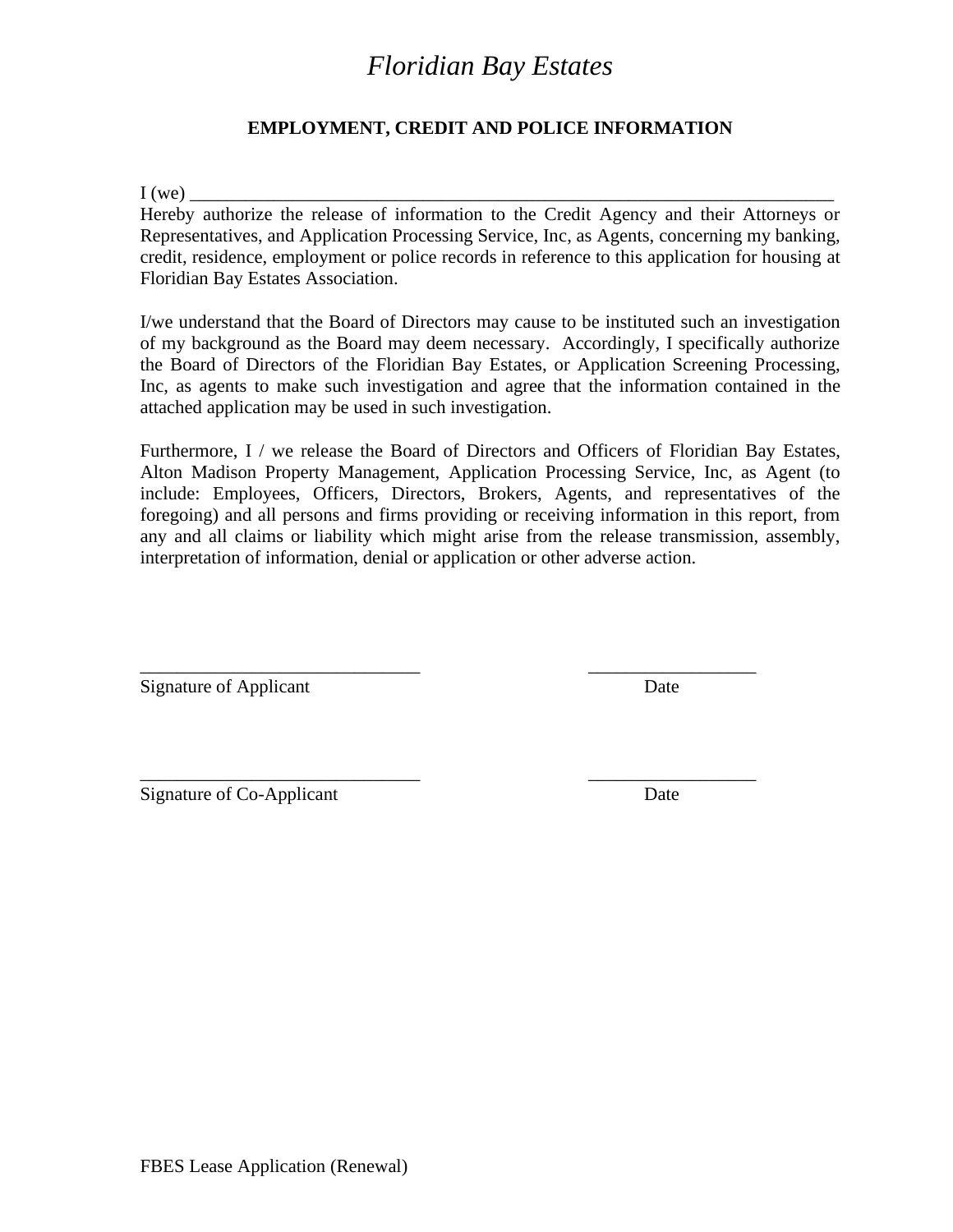# *Floridian Bay Estates*

## EMPLOYMENT, CREDIT AND POLICE INFORMATION

I (we) ___________________________________________________________________________
Hereby authorize the release of information to the Credit Agency and their Attorneys or Representatives, and Application Processing Service, Inc, as Agents, concerning my banking, credit, residence, employment or police records in reference to this application for housing at Floridian Bay Estates Association.

I/we understand that the Board of Directors may cause to be instituted such an investigation of my background as the Board may deem necessary. Accordingly, I specifically authorize the Board of Directors of the Floridian Bay Estates, or Application Screening Processing, Inc, as agents to make such investigation and agree that the information contained in the attached application may be used in such investigation.

Furthermore, I / we release the Board of Directors and Officers of Floridian Bay Estates, Alton Madison Property Management, Application Processing Service, Inc, as Agent (to include: Employees, Officers, Directors, Brokers, Agents, and representatives of the foregoing) and all persons and firms providing or receiving information in this report, from any and all claims or liability which might arise from the release transmission, assembly, interpretation of information, denial or application or other adverse action.

______________________________ __________________
Signature of Applicant Date

______________________________ __________________
Signature of Co-Applicant Date

FBES Lease Application (Renewal)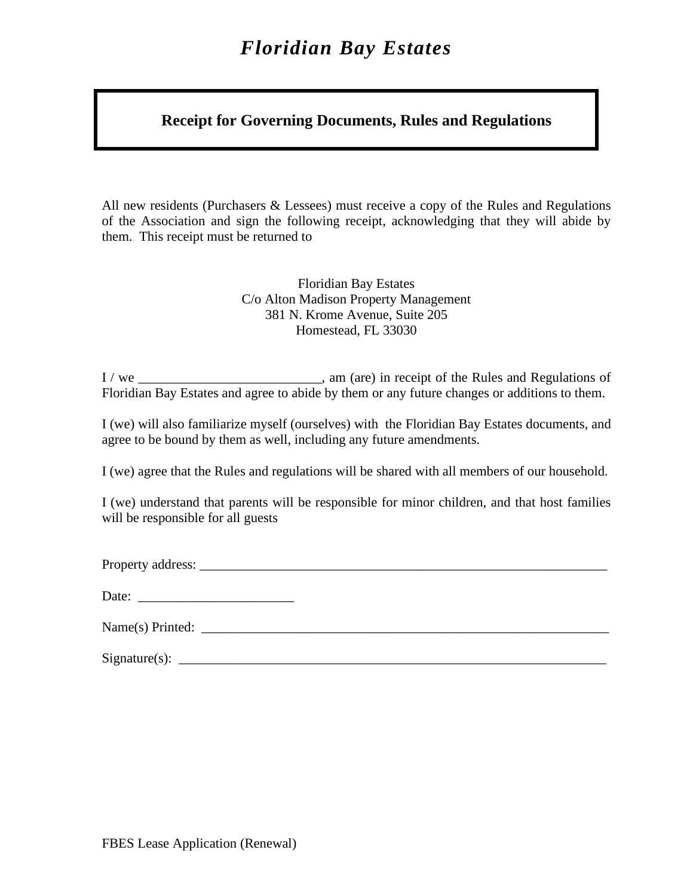# *Floridian Bay Estates*

## Receipt for Governing Documents, Rules and Regulations

All new residents (Purchasers & Lessees) must receive a copy of the Rules and Regulations of the Association and sign the following receipt, acknowledging that they will abide by them. This receipt must be returned to

Floridian Bay Estates
C/o Alton Madison Property Management
381 N. Krome Avenue, Suite 205
Homestead, FL 33030

I / we ___________________________, am (are) in receipt of the Rules and Regulations of Floridian Bay Estates and agree to abide by them or any future changes or additions to them.

I (we) will also familiarize myself (ourselves) with the Floridian Bay Estates documents, and agree to be bound by them as well, including any future amendments.

I (we) agree that the Rules and regulations will be shared with all members of our household.

I (we) understand that parents will be responsible for minor children, and that host families will be responsible for all guests

Property address: _______________________________________________________________

Date: _______________________

Name(s) Printed: _______________________________________________________________

Signature(s): __________________________________________________________________

FBES Lease Application (Renewal)